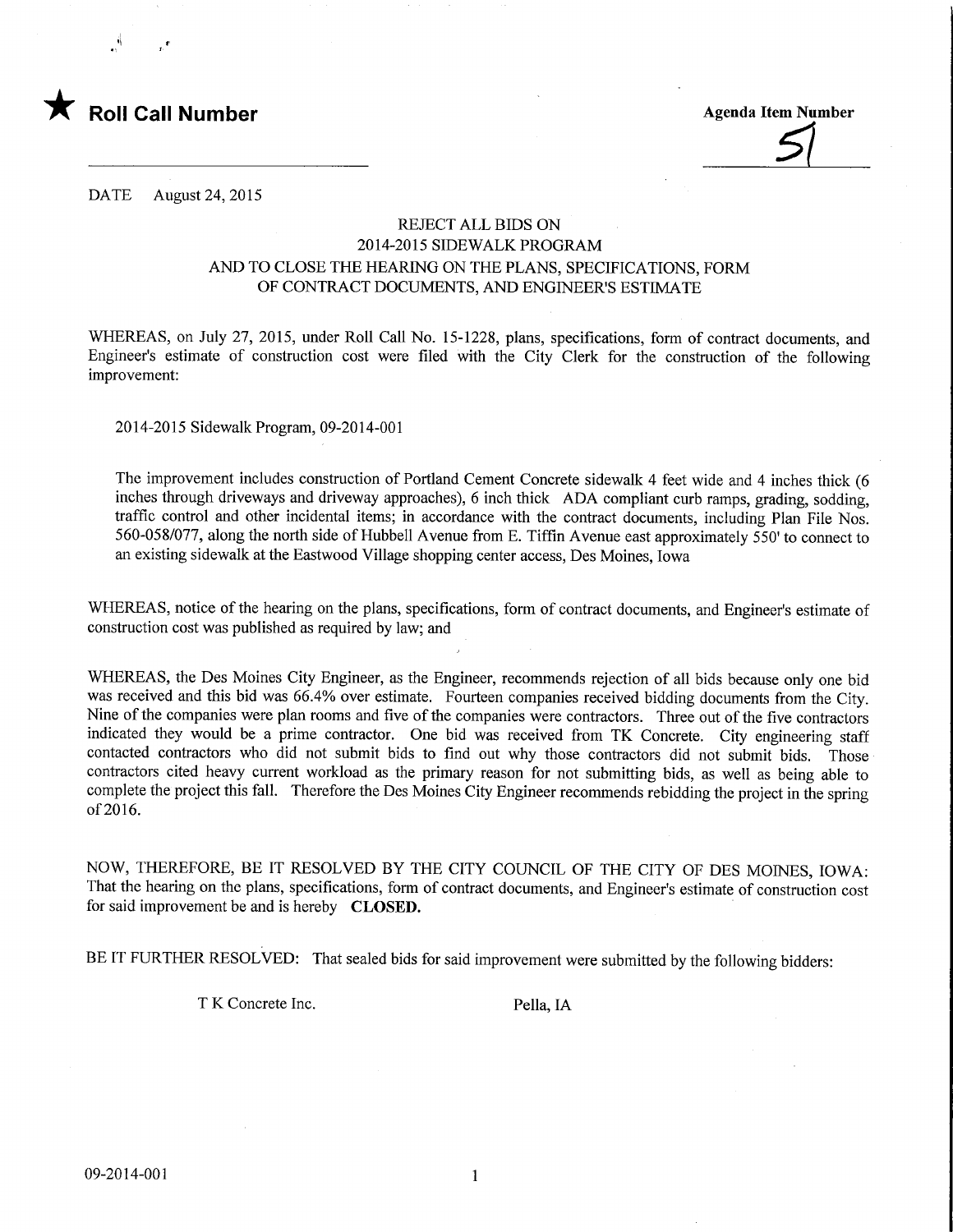★ **Roll Call Number**

**Agenda Item Number**

51

DATE August 24, 2015

# REJECT ALL BIDS ON 2014-2015 SIDEWALK PROGRAM AND TO CLOSE THE HEARING ON THE PLANS, SPECIFICATIONS, FORM OF CONTRACT DOCUMENTS, AND ENGINEER'S ESTIMATE

WHEREAS, on July 27, 2015, under Roll Call No. 15-1228, plans, specifications, form of contract documents, and Engineer's estimate of construction cost were filed with the City Clerk for the construction of the following improvement:

2014-2015 Sidewalk Program, 09-2014-001

The improvement includes construction of Portland Cement Concrete sidewalk 4 feet wide and 4 inches thick (6 inches through driveways and driveway approaches), 6 inch thick ADA compliant curb ramps, grading, sodding, traffic control and other incidental items; in accordance with the contract documents, including Plan File Nos. 560-058/077, along the north side of Hubbell Avenue from E. Tiffin Avenue east approximately 550' to connect to an existing sidewalk at the Eastwood Village shopping center access, Des Moines, Iowa

WHEREAS, notice of the hearing on the plans, specifications, form of contract documents, and Engineer's estimate of construction cost was published as required by law; and

WHEREAS, the Des Moines City Engineer, as the Engineer, recommends rejection of all bids because only one bid was received and this bid was 66.4% over estimate. Fourteen companies received bidding documents from the City. Nine of the companies were plan rooms and five of the companies were contractors. Three out of the five contractors indicated they would be a prime contractor. One bid was received from TK Concrete. City engineering staff contacted contractors who did not submit bids to find out why those contractors did not submit bids. Those contractors cited heavy current workload as the primary reason for not submitting bids, as well as being able to complete the project this fall. Therefore the Des Moines City Engineer recommends rebidding the project in the spring of 2016.

NOW, THEREFORE, BE IT RESOLVED BY THE CITY COUNCIL OF THE CITY OF DES MOINES, IOWA: That the hearing on the plans, specifications, form of contract documents, and Engineer's estimate of construction cost for said improvement be and is hereby **CLOSED.**

BE IT FURTHER RESOLVED: That sealed bids for said improvement were submitted by the following bidders:

T K Concrete Inc. Pella, IA

09-2014-001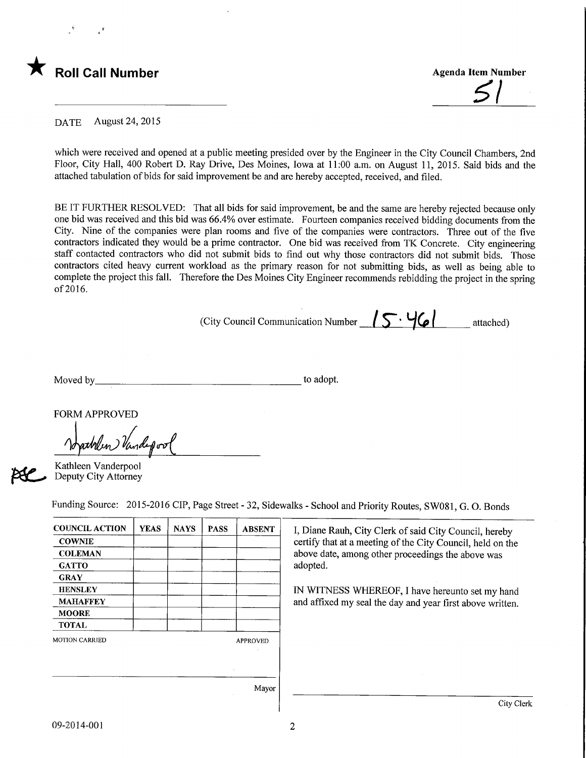★ **Roll Call Number**

**Agenda Item Number**

51

DATE August 24, 2015

which were received and opened at a public meeting presided over by the Engineer in the City Council Chambers, 2nd Floor, City Hall, 400 Robert D. Ray Drive, Des Moines, Iowa at 11:00 a.m. on August 11, 2015. Said bids and the attached tabulation of bids for said improvement be and are hereby accepted, received, and filed.

BE IT FURTHER RESOLVED: That all bids for said improvement, be and the same are hereby rejected because only one bid was received and this bid was 66.4% over estimate. Fourteen companies received bidding documents from the City. Nine of the companies were plan rooms and five of the companies were contractors. Three out of the five contractors indicated they would be a prime contractor. One bid was received from TK Concrete. City engineering staff contacted contractors who did not submit bids to find out why those contractors did not submit bids. Those contractors cited heavy current workload as the primary reason for not submitting bids, as well as being able to complete the project this fall. Therefore the Des Moines City Engineer recommends rebidding the project in the spring of 2016.

(City Council Communication Number 15-461 attached)

Moved by ______________________ to adopt.

FORM APPROVED

Kathleen Vanderpool
Deputy City Attorney

Funding Source: 2015-2016 CIP, Page Street - 32, Sidewalks - School and Priority Routes, SW081, G. O. Bonds

| COUNCIL ACTION | YEAS | NAYS | PASS | ABSENT |
|---|---|---|---|---|
| COWNIE | | | | |
| COLEMAN | | | | |
| GATTO | | | | |
| GRAY | | | | |
| HENSLEY | | | | |
| MAHAFFEY | | | | |
| MOORE | | | | |
| TOTAL | | | | |

MOTION CARRIED APPROVED

Mayor

I, Diane Rauh, City Clerk of said City Council, hereby certify that at a meeting of the City Council, held on the above date, among other proceedings the above was adopted.

IN WITNESS WHEREOF, I have hereunto set my hand and affixed my seal the day and year first above written.

City Clerk

09-2014-001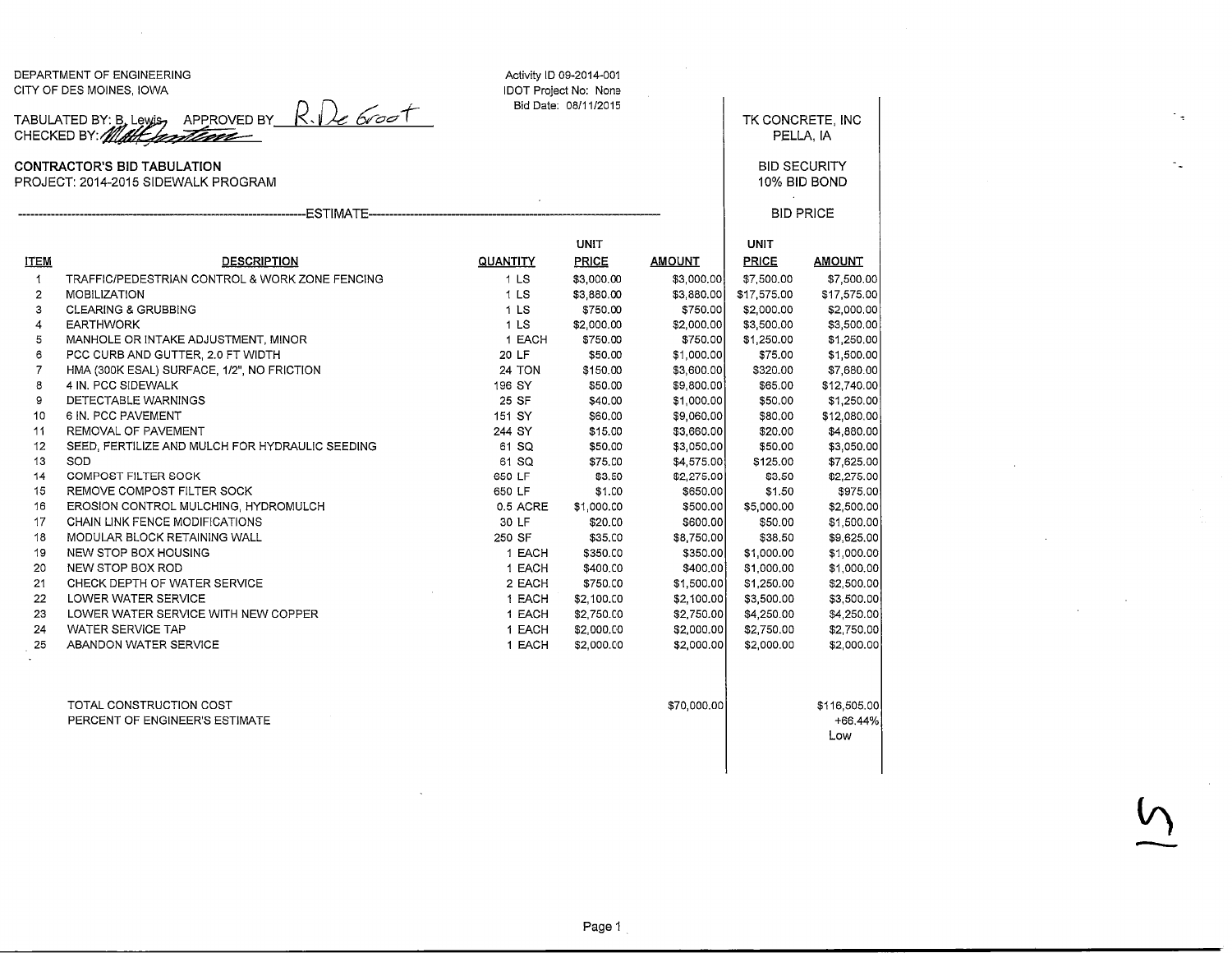DEPARTMENT OF ENGINEERING
CITY OF DES MOINES, IOWA

TABULATED BY: B. Lewis APPROVED BY R. De Groot
CHECKED BY: Matt Jentlere

Activity ID 09-2014-001
IDOT Project No: None
Bid Date: 08/11/2015

## CONTRACTOR'S BID TABULATION

PROJECT: 2014-2015 SIDEWALK PROGRAM

| | | | ESTIMATE | | TK CONCRETE, INC PELLA, IA BID SECURITY 10% BID BOND BID PRICE | |
|---|---|---|---|---|---|---|
| **ITEM** | **DESCRIPTION** | **QUANTITY** | **UNIT PRICE** | **AMOUNT** | **UNIT PRICE** | **AMOUNT** |
| 1 | TRAFFIC/PEDESTRIAN CONTROL & WORK ZONE FENCING | 1 LS | $3,000.00 | $3,000.00 | $7,500.00 | $7,500.00 |
| 2 | MOBILIZATION | 1 LS | $3,880.00 | $3,880.00 | $17,575.00 | $17,575.00 |
| 3 | CLEARING & GRUBBING | 1 LS | $750.00 | $750.00 | $2,000.00 | $2,000.00 |
| 4 | EARTHWORK | 1 LS | $2,000.00 | $2,000.00 | $3,500.00 | $3,500.00 |
| 5 | MANHOLE OR INTAKE ADJUSTMENT, MINOR | 1 EACH | $750.00 | $750.00 | $1,250.00 | $1,250.00 |
| 6 | PCC CURB AND GUTTER, 2.0 FT WIDTH | 20 LF | $50.00 | $1,000.00 | $75.00 | $1,500.00 |
| 7 | HMA (300K ESAL) SURFACE, 1/2", NO FRICTION | 24 TON | $150.00 | $3,600.00 | $320.00 | $7,680.00 |
| 8 | 4 IN. PCC SIDEWALK | 196 SY | $50.00 | $9,800.00 | $65.00 | $12,740.00 |
| 9 | DETECTABLE WARNINGS | 25 SF | $40.00 | $1,000.00 | $50.00 | $1,250.00 |
| 10 | 6 IN. PCC PAVEMENT | 151 SY | $60.00 | $9,060.00 | $80.00 | $12,080.00 |
| 11 | REMOVAL OF PAVEMENT | 244 SY | $15.00 | $3,660.00 | $20.00 | $4,880.00 |
| 12 | SEED, FERTILIZE AND MULCH FOR HYDRAULIC SEEDING | 61 SQ | $50.00 | $3,050.00 | $50.00 | $3,050.00 |
| 13 | SOD | 61 SQ | $75.00 | $4,575.00 | $125.00 | $7,625.00 |
| 14 | COMPOST FILTER SOCK | 650 LF | $3.50 | $2,275.00 | $3.50 | $2,275.00 |
| 15 | REMOVE COMPOST FILTER SOCK | 650 LF | $1.00 | $650.00 | $1.50 | $975.00 |
| 16 | EROSION CONTROL MULCHING, HYDROMULCH | 0.5 ACRE | $1,000.00 | $500.00 | $5,000.00 | $2,500.00 |
| 17 | CHAIN LINK FENCE MODIFICATIONS | 30 LF | $20.00 | $600.00 | $50.00 | $1,500.00 |
| 18 | MODULAR BLOCK RETAINING WALL | 250 SF | $35.00 | $8,750.00 | $38.50 | $9,625.00 |
| 19 | NEW STOP BOX HOUSING | 1 EACH | $350.00 | $350.00 | $1,000.00 | $1,000.00 |
| 20 | NEW STOP BOX ROD | 1 EACH | $400.00 | $400.00 | $1,000.00 | $1,000.00 |
| 21 | CHECK DEPTH OF WATER SERVICE | 2 EACH | $750.00 | $1,500.00 | $1,250.00 | $2,500.00 |
| 22 | LOWER WATER SERVICE | 1 EACH | $2,100.00 | $2,100.00 | $3,500.00 | $3,500.00 |
| 23 | LOWER WATER SERVICE WITH NEW COPPER | 1 EACH | $2,750.00 | $2,750.00 | $4,250.00 | $4,250.00 |
| 24 | WATER SERVICE TAP | 1 EACH | $2,000.00 | $2,000.00 | $2,750.00 | $2,750.00 |
| 25 | ABANDON WATER SERVICE | 1 EACH | $2,000.00 | $2,000.00 | $2,000.00 | $2,000.00 |
| | TOTAL CONSTRUCTION COST | | | $70,000.00 | | $116,505.00 |
| | PERCENT OF ENGINEER'S ESTIMATE | | | | | +66.44% |
| | | | | | | Low |

5